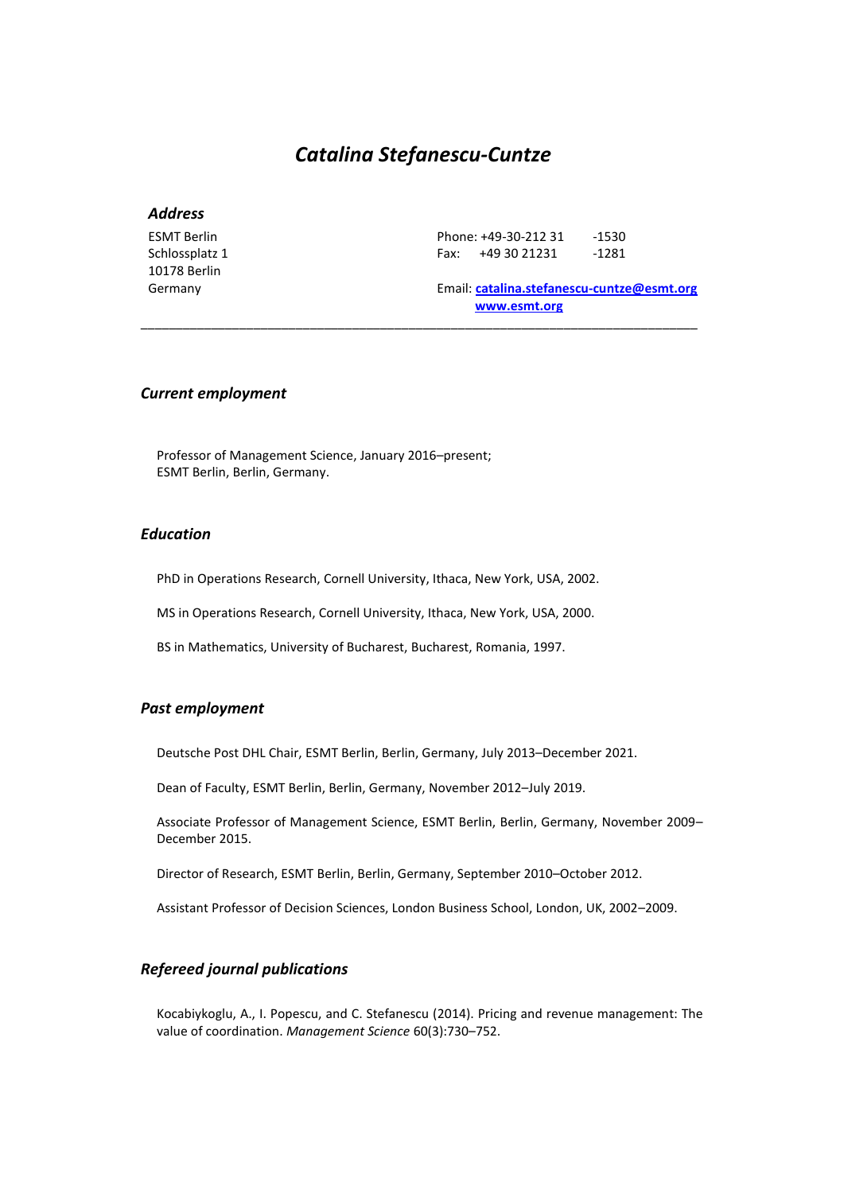# *Catalina Stefanescu-Cuntze*

### *Address*

ESMT Berlin
Schlossplatz 1
10178 Berlin
Germany

Phone: +49-30-212 31 -1530
Fax: +49 30 21231 -1281

Email: **[catalina.stefanescu-cuntze@esmt.org](mailto:catalina.stefanescu-cuntze@esmt.org)**
**[www.esmt.org](http://www.esmt.org)**

---

## *Current employment*

Professor of Management Science, January 2016–present;
ESMT Berlin, Berlin, Germany.

## *Education*

PhD in Operations Research, Cornell University, Ithaca, New York, USA, 2002.

MS in Operations Research, Cornell University, Ithaca, New York, USA, 2000.

BS in Mathematics, University of Bucharest, Bucharest, Romania, 1997.

## *Past employment*

Deutsche Post DHL Chair, ESMT Berlin, Berlin, Germany, July 2013–December 2021.

Dean of Faculty, ESMT Berlin, Berlin, Germany, November 2012–July 2019.

Associate Professor of Management Science, ESMT Berlin, Berlin, Germany, November 2009–December 2015.

Director of Research, ESMT Berlin, Berlin, Germany, September 2010–October 2012.

Assistant Professor of Decision Sciences, London Business School, London, UK, 2002–2009.

## *Refereed journal publications*

Kocabiykoglu, A., I. Popescu, and C. Stefanescu (2014). Pricing and revenue management: The value of coordination. *Management Science* 60(3):730–752.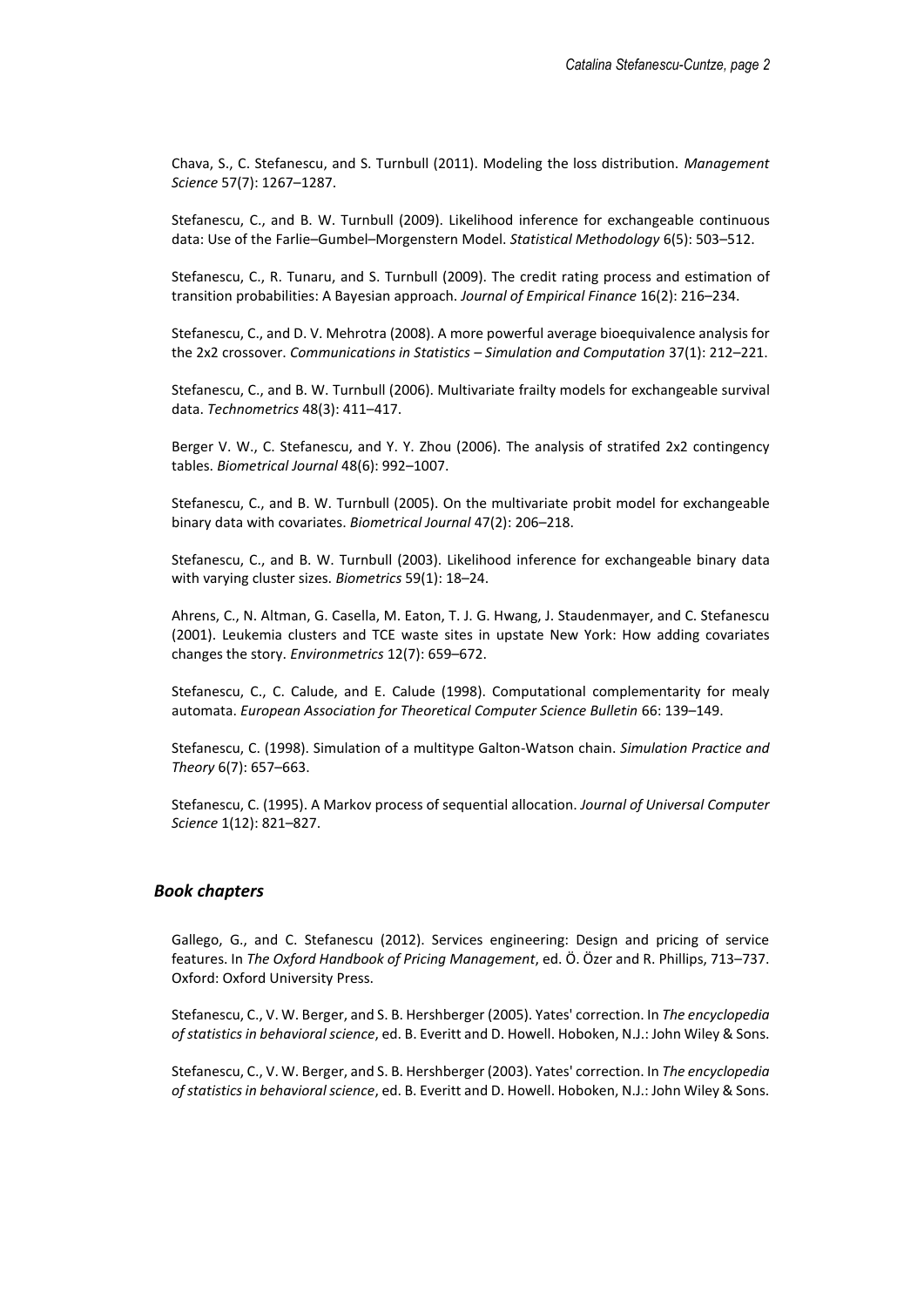Chava, S., C. Stefanescu, and S. Turnbull (2011). Modeling the loss distribution. *Management Science* 57(7): 1267–1287.

Stefanescu, C., and B. W. Turnbull (2009). Likelihood inference for exchangeable continuous data: Use of the Farlie–Gumbel–Morgenstern Model. *Statistical Methodology* 6(5): 503–512.

Stefanescu, C., R. Tunaru, and S. Turnbull (2009). The credit rating process and estimation of transition probabilities: A Bayesian approach. *Journal of Empirical Finance* 16(2): 216–234.

Stefanescu, C., and D. V. Mehrotra (2008). A more powerful average bioequivalence analysis for the 2x2 crossover. *Communications in Statistics – Simulation and Computation* 37(1): 212–221.

Stefanescu, C., and B. W. Turnbull (2006). Multivariate frailty models for exchangeable survival data. *Technometrics* 48(3): 411–417.

Berger V. W., C. Stefanescu, and Y. Y. Zhou (2006). The analysis of stratifed 2x2 contingency tables. *Biometrical Journal* 48(6): 992–1007.

Stefanescu, C., and B. W. Turnbull (2005). On the multivariate probit model for exchangeable binary data with covariates. *Biometrical Journal* 47(2): 206–218.

Stefanescu, C., and B. W. Turnbull (2003). Likelihood inference for exchangeable binary data with varying cluster sizes. *Biometrics* 59(1): 18–24.

Ahrens, C., N. Altman, G. Casella, M. Eaton, T. J. G. Hwang, J. Staudenmayer, and C. Stefanescu (2001). Leukemia clusters and TCE waste sites in upstate New York: How adding covariates changes the story. *Environmetrics* 12(7): 659–672.

Stefanescu, C., C. Calude, and E. Calude (1998). Computational complementarity for mealy automata. *European Association for Theoretical Computer Science Bulletin* 66: 139–149.

Stefanescu, C. (1998). Simulation of a multitype Galton-Watson chain. *Simulation Practice and Theory* 6(7): 657–663.

Stefanescu, C. (1995). A Markov process of sequential allocation. *Journal of Universal Computer Science* 1(12): 821–827.

### *Book chapters*

Gallego, G., and C. Stefanescu (2012). Services engineering: Design and pricing of service features. In *The Oxford Handbook of Pricing Management*, ed. Ö. Özer and R. Phillips, 713–737. Oxford: Oxford University Press.

Stefanescu, C., V. W. Berger, and S. B. Hershberger (2005). Yates' correction. In *The encyclopedia of statistics in behavioral science*, ed. B. Everitt and D. Howell. Hoboken, N.J.: John Wiley & Sons.

Stefanescu, C., V. W. Berger, and S. B. Hershberger (2003). Yates' correction. In *The encyclopedia of statistics in behavioral science*, ed. B. Everitt and D. Howell. Hoboken, N.J.: John Wiley & Sons.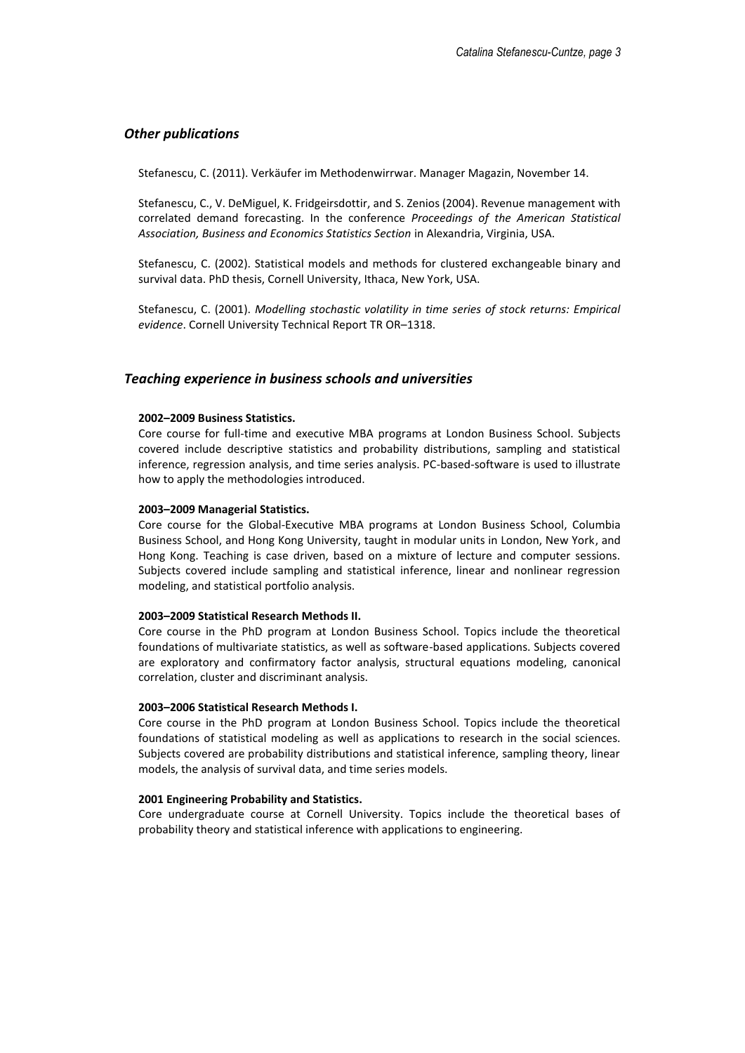## *Other publications*

Stefanescu, C. (2011). Verkäufer im Methodenwirrwar. Manager Magazin, November 14.

Stefanescu, C., V. DeMiguel, K. Fridgeirsdottir, and S. Zenios (2004). Revenue management with correlated demand forecasting. In the conference *Proceedings of the American Statistical Association, Business and Economics Statistics Section* in Alexandria, Virginia, USA.

Stefanescu, C. (2002). Statistical models and methods for clustered exchangeable binary and survival data. PhD thesis, Cornell University, Ithaca, New York, USA.

Stefanescu, C. (2001). *Modelling stochastic volatility in time series of stock returns: Empirical evidence*. Cornell University Technical Report TR OR–1318.

## *Teaching experience in business schools and universities*

**2002–2009 Business Statistics.**
Core course for full-time and executive MBA programs at London Business School. Subjects covered include descriptive statistics and probability distributions, sampling and statistical inference, regression analysis, and time series analysis. PC-based-software is used to illustrate how to apply the methodologies introduced.

**2003–2009 Managerial Statistics.**
Core course for the Global-Executive MBA programs at London Business School, Columbia Business School, and Hong Kong University, taught in modular units in London, New York, and Hong Kong. Teaching is case driven, based on a mixture of lecture and computer sessions. Subjects covered include sampling and statistical inference, linear and nonlinear regression modeling, and statistical portfolio analysis.

**2003–2009 Statistical Research Methods II.**
Core course in the PhD program at London Business School. Topics include the theoretical foundations of multivariate statistics, as well as software-based applications. Subjects covered are exploratory and confirmatory factor analysis, structural equations modeling, canonical correlation, cluster and discriminant analysis.

**2003–2006 Statistical Research Methods I.**
Core course in the PhD program at London Business School. Topics include the theoretical foundations of statistical modeling as well as applications to research in the social sciences. Subjects covered are probability distributions and statistical inference, sampling theory, linear models, the analysis of survival data, and time series models.

**2001 Engineering Probability and Statistics.**
Core undergraduate course at Cornell University. Topics include the theoretical bases of probability theory and statistical inference with applications to engineering.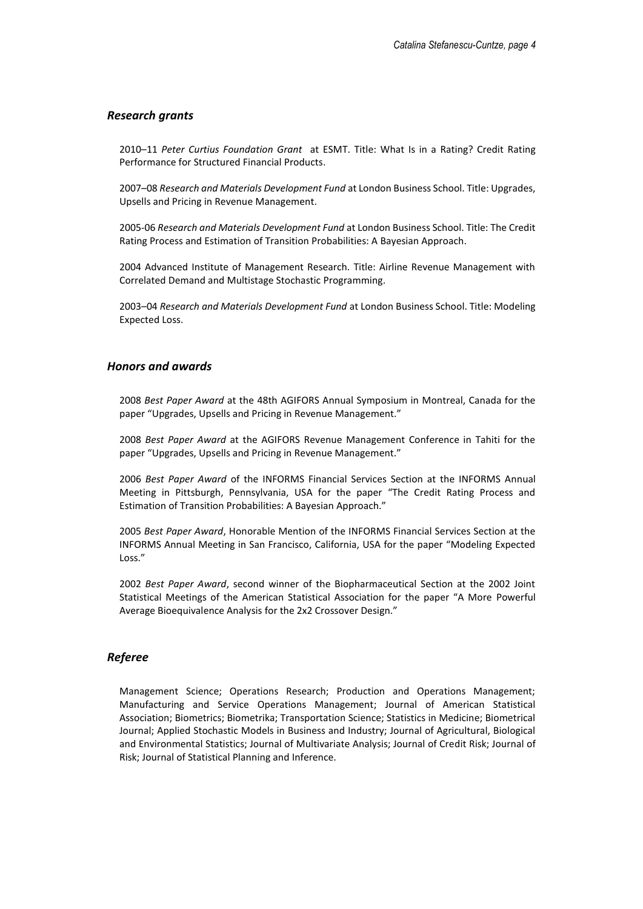### *Research grants*

2010–11 *Peter Curtius Foundation Grant* at ESMT. Title: What Is in a Rating? Credit Rating Performance for Structured Financial Products.

2007–08 *Research and Materials Development Fund* at London Business School. Title: Upgrades, Upsells and Pricing in Revenue Management.

2005-06 *Research and Materials Development Fund* at London Business School. Title: The Credit Rating Process and Estimation of Transition Probabilities: A Bayesian Approach.

2004 Advanced Institute of Management Research. Title: Airline Revenue Management with Correlated Demand and Multistage Stochastic Programming.

2003–04 *Research and Materials Development Fund* at London Business School. Title: Modeling Expected Loss.

### *Honors and awards*

2008 *Best Paper Award* at the 48th AGIFORS Annual Symposium in Montreal, Canada for the paper "Upgrades, Upsells and Pricing in Revenue Management."

2008 *Best Paper Award* at the AGIFORS Revenue Management Conference in Tahiti for the paper "Upgrades, Upsells and Pricing in Revenue Management."

2006 *Best Paper Award* of the INFORMS Financial Services Section at the INFORMS Annual Meeting in Pittsburgh, Pennsylvania, USA for the paper "The Credit Rating Process and Estimation of Transition Probabilities: A Bayesian Approach."

2005 *Best Paper Award*, Honorable Mention of the INFORMS Financial Services Section at the INFORMS Annual Meeting in San Francisco, California, USA for the paper "Modeling Expected Loss."

2002 *Best Paper Award*, second winner of the Biopharmaceutical Section at the 2002 Joint Statistical Meetings of the American Statistical Association for the paper "A More Powerful Average Bioequivalence Analysis for the 2x2 Crossover Design."

### *Referee*

Management Science; Operations Research; Production and Operations Management; Manufacturing and Service Operations Management; Journal of American Statistical Association; Biometrics; Biometrika; Transportation Science; Statistics in Medicine; Biometrical Journal; Applied Stochastic Models in Business and Industry; Journal of Agricultural, Biological and Environmental Statistics; Journal of Multivariate Analysis; Journal of Credit Risk; Journal of Risk; Journal of Statistical Planning and Inference.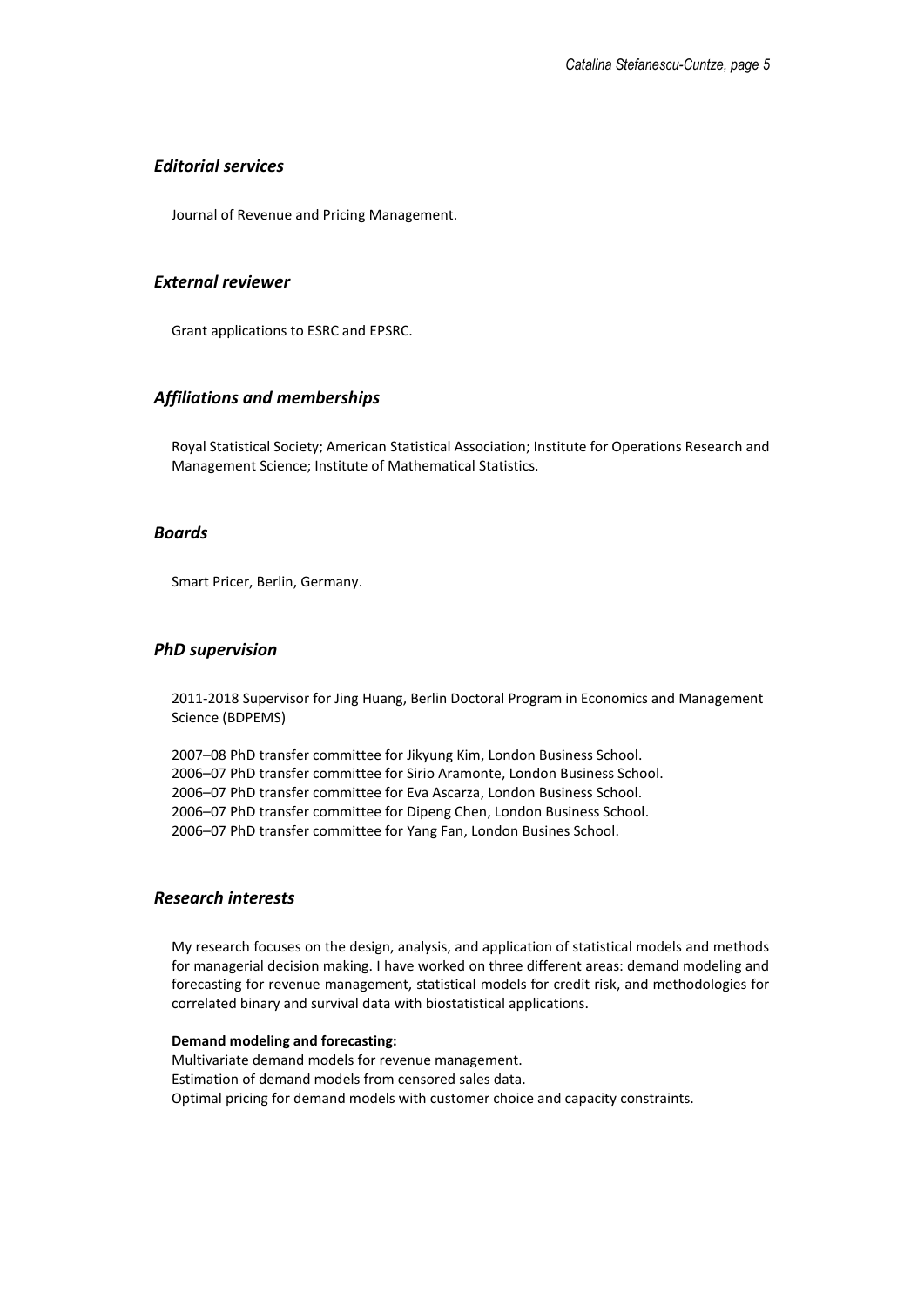### *Editorial services*

Journal of Revenue and Pricing Management.

### *External reviewer*

Grant applications to ESRC and EPSRC.

### *Affiliations and memberships*

Royal Statistical Society; American Statistical Association; Institute for Operations Research and Management Science; Institute of Mathematical Statistics.

### *Boards*

Smart Pricer, Berlin, Germany.

### *PhD supervision*

2011-2018 Supervisor for Jing Huang, Berlin Doctoral Program in Economics and Management Science (BDPEMS)

2007–08 PhD transfer committee for Jikyung Kim, London Business School.
2006–07 PhD transfer committee for Sirio Aramonte, London Business School.
2006–07 PhD transfer committee for Eva Ascarza, London Business School.
2006–07 PhD transfer committee for Dipeng Chen, London Business School.
2006–07 PhD transfer committee for Yang Fan, London Busines School.

### *Research interests*

My research focuses on the design, analysis, and application of statistical models and methods for managerial decision making. I have worked on three different areas: demand modeling and forecasting for revenue management, statistical models for credit risk, and methodologies for correlated binary and survival data with biostatistical applications.

**Demand modeling and forecasting:**
Multivariate demand models for revenue management.
Estimation of demand models from censored sales data.
Optimal pricing for demand models with customer choice and capacity constraints.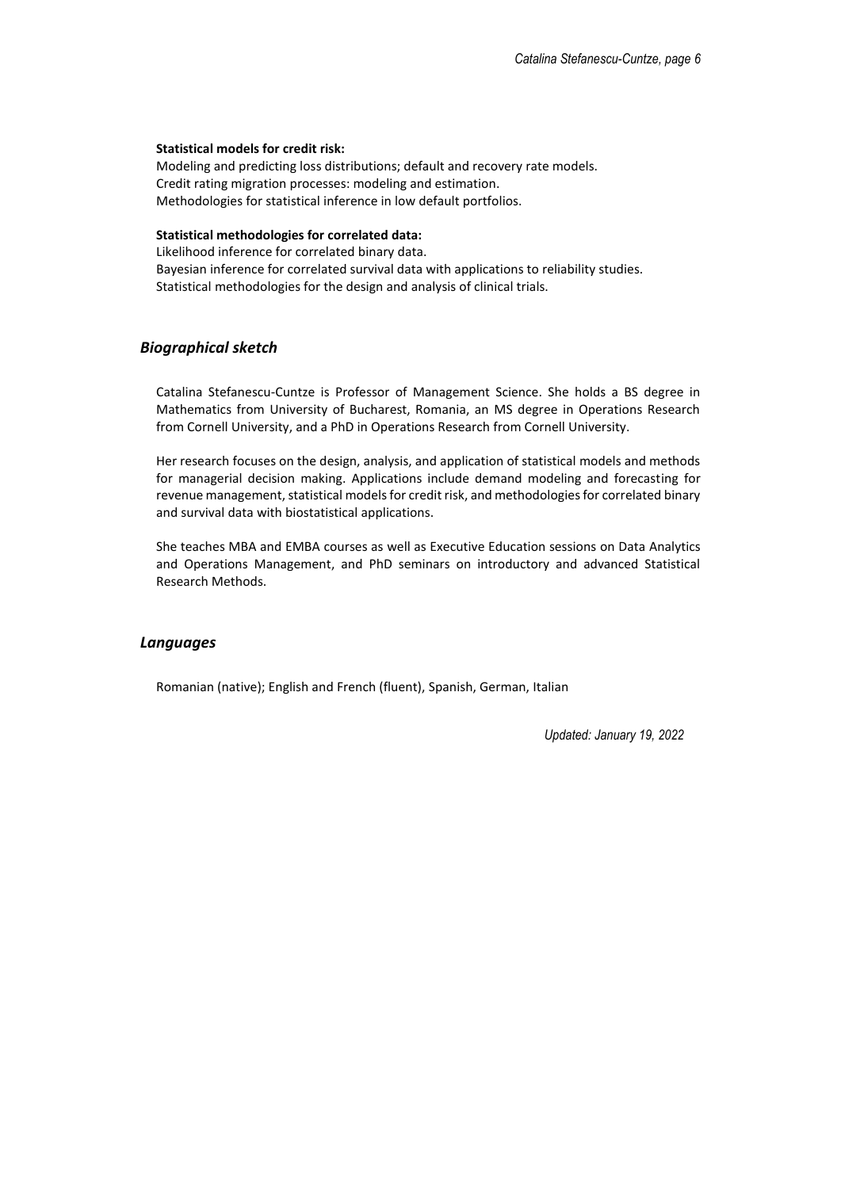**Statistical models for credit risk:**

Modeling and predicting loss distributions; default and recovery rate models.
Credit rating migration processes: modeling and estimation.
Methodologies for statistical inference in low default portfolios.

**Statistical methodologies for correlated data:**

Likelihood inference for correlated binary data.
Bayesian inference for correlated survival data with applications to reliability studies.
Statistical methodologies for the design and analysis of clinical trials.

## *Biographical sketch*

Catalina Stefanescu-Cuntze is Professor of Management Science. She holds a BS degree in Mathematics from University of Bucharest, Romania, an MS degree in Operations Research from Cornell University, and a PhD in Operations Research from Cornell University.

Her research focuses on the design, analysis, and application of statistical models and methods for managerial decision making. Applications include demand modeling and forecasting for revenue management, statistical models for credit risk, and methodologies for correlated binary and survival data with biostatistical applications.

She teaches MBA and EMBA courses as well as Executive Education sessions on Data Analytics and Operations Management, and PhD seminars on introductory and advanced Statistical Research Methods.

## *Languages*

Romanian (native); English and French (fluent), Spanish, German, Italian

*Updated: January 19, 2022*